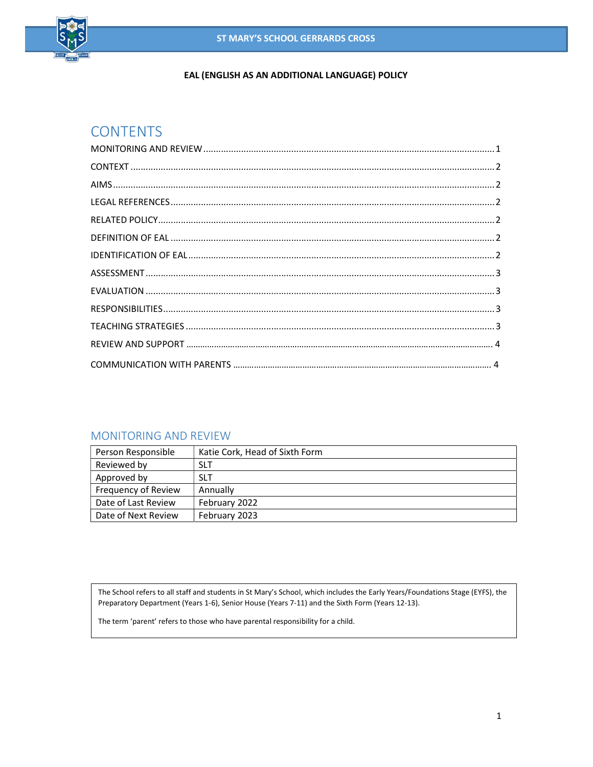ST MARY'S SCHOOL GERRARDS CROSS

**EAL (ENGLISH AS AN ADDITIONAL LANGUAGE) POLICY**

# CONTENTS

MONITORING AND REVIEW .......... 1
CONTEXT .......... 2
AIMS .......... 2
LEGAL REFERENCES .......... 2
RELATED POLICY .......... 2
DEFINITION OF EAL .......... 2
IDENTIFICATION OF EAL .......... 2
ASSESSMENT .......... 3
EVALUATION .......... 3
RESPONSIBILITIES .......... 3
TEACHING STRATEGIES .......... 3
REVIEW AND SUPPORT .......... 4
COMMUNICATION WITH PARENTS .......... 4

## MONITORING AND REVIEW

| | |
|---|---|
| Person Responsible | Katie Cork, Head of Sixth Form |
| Reviewed by | SLT |
| Approved by | SLT |
| Frequency of Review | Annually |
| Date of Last Review | February 2022 |
| Date of Next Review | February 2023 |

The School refers to all staff and students in St Mary's School, which includes the Early Years/Foundations Stage (EYFS), the Preparatory Department (Years 1-6), Senior House (Years 7-11) and the Sixth Form (Years 12-13).

The term 'parent' refers to those who have parental responsibility for a child.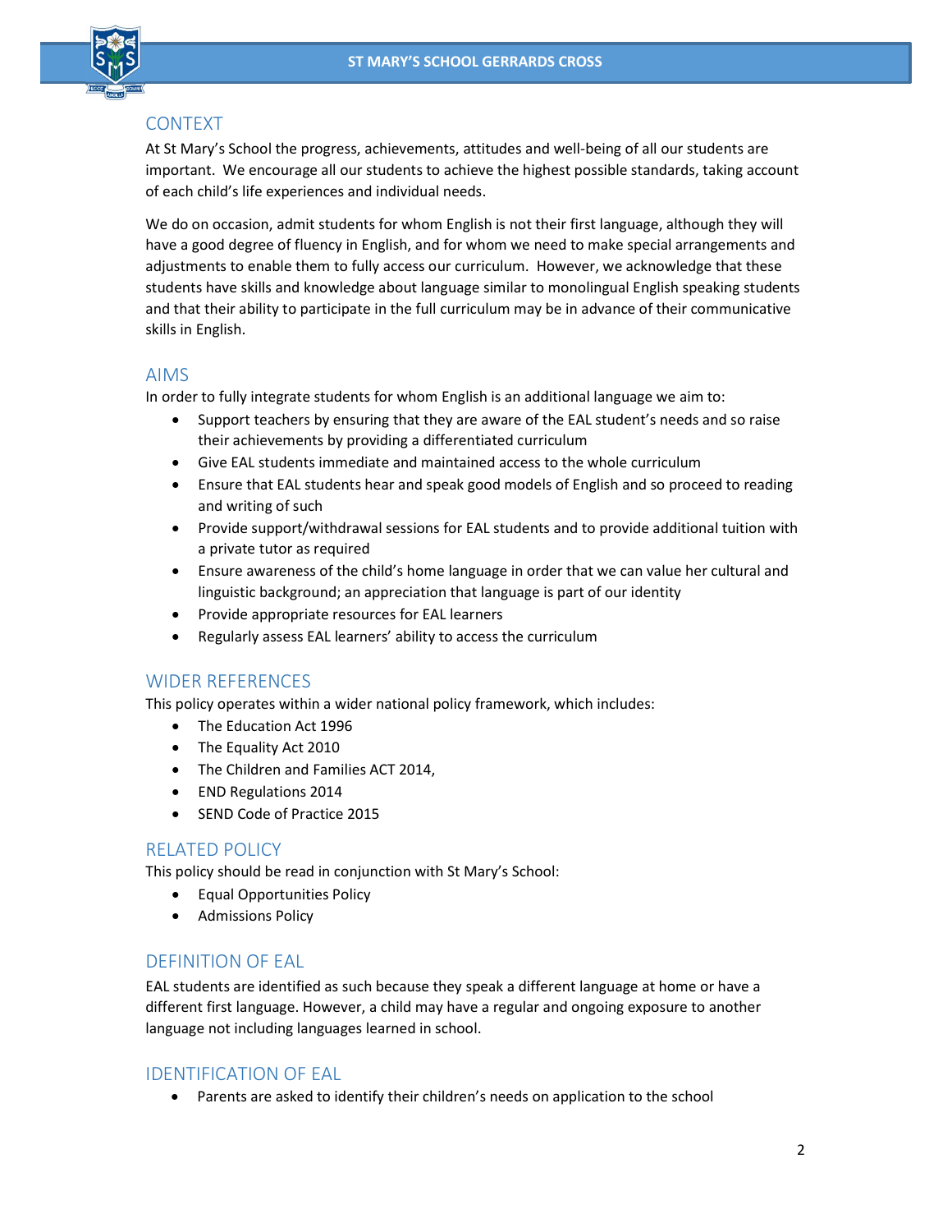## CONTEXT

At St Mary's School the progress, achievements, attitudes and well-being of all our students are important. We encourage all our students to achieve the highest possible standards, taking account of each child's life experiences and individual needs.

We do on occasion, admit students for whom English is not their first language, although they will have a good degree of fluency in English, and for whom we need to make special arrangements and adjustments to enable them to fully access our curriculum. However, we acknowledge that these students have skills and knowledge about language similar to monolingual English speaking students and that their ability to participate in the full curriculum may be in advance of their communicative skills in English.

## AIMS

In order to fully integrate students for whom English is an additional language we aim to:

- Support teachers by ensuring that they are aware of the EAL student's needs and so raise their achievements by providing a differentiated curriculum
- Give EAL students immediate and maintained access to the whole curriculum
- Ensure that EAL students hear and speak good models of English and so proceed to reading and writing of such
- Provide support/withdrawal sessions for EAL students and to provide additional tuition with a private tutor as required
- Ensure awareness of the child's home language in order that we can value her cultural and linguistic background; an appreciation that language is part of our identity
- Provide appropriate resources for EAL learners
- Regularly assess EAL learners' ability to access the curriculum

## WIDER REFERENCES

This policy operates within a wider national policy framework, which includes:

- The Education Act 1996
- The Equality Act 2010
- The Children and Families ACT 2014,
- END Regulations 2014
- SEND Code of Practice 2015

## RELATED POLICY

This policy should be read in conjunction with St Mary's School:

- Equal Opportunities Policy
- Admissions Policy

## DEFINITION OF EAL

EAL students are identified as such because they speak a different language at home or have a different first language. However, a child may have a regular and ongoing exposure to another language not including languages learned in school.

## IDENTIFICATION OF EAL

- Parents are asked to identify their children's needs on application to the school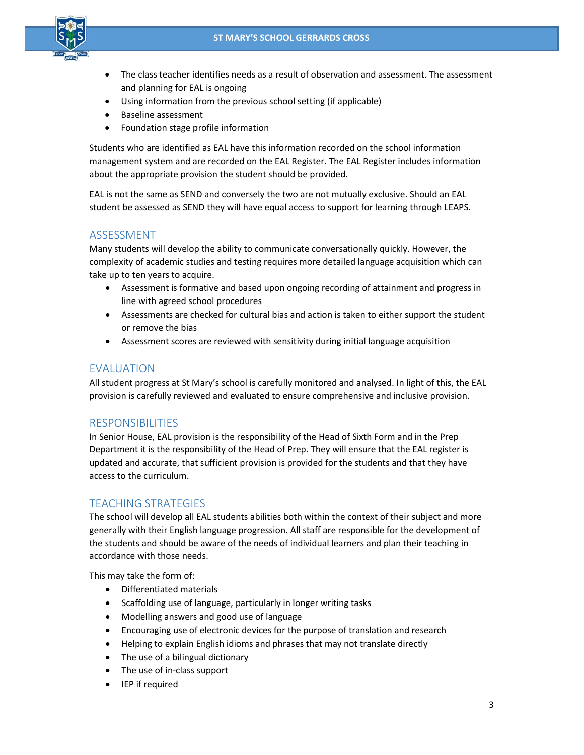- The class teacher identifies needs as a result of observation and assessment. The assessment and planning for EAL is ongoing
- Using information from the previous school setting (if applicable)
- Baseline assessment
- Foundation stage profile information

Students who are identified as EAL have this information recorded on the school information management system and are recorded on the EAL Register. The EAL Register includes information about the appropriate provision the student should be provided.

EAL is not the same as SEND and conversely the two are not mutually exclusive. Should an EAL student be assessed as SEND they will have equal access to support for learning through LEAPS.

## ASSESSMENT

Many students will develop the ability to communicate conversationally quickly. However, the complexity of academic studies and testing requires more detailed language acquisition which can take up to ten years to acquire.

- Assessment is formative and based upon ongoing recording of attainment and progress in line with agreed school procedures
- Assessments are checked for cultural bias and action is taken to either support the student or remove the bias
- Assessment scores are reviewed with sensitivity during initial language acquisition

## EVALUATION

All student progress at St Mary's school is carefully monitored and analysed. In light of this, the EAL provision is carefully reviewed and evaluated to ensure comprehensive and inclusive provision.

## RESPONSIBILITIES

In Senior House, EAL provision is the responsibility of the Head of Sixth Form and in the Prep Department it is the responsibility of the Head of Prep. They will ensure that the EAL register is updated and accurate, that sufficient provision is provided for the students and that they have access to the curriculum.

## TEACHING STRATEGIES

The school will develop all EAL students abilities both within the context of their subject and more generally with their English language progression. All staff are responsible for the development of the students and should be aware of the needs of individual learners and plan their teaching in accordance with those needs.

This may take the form of:

- Differentiated materials
- Scaffolding use of language, particularly in longer writing tasks
- Modelling answers and good use of language
- Encouraging use of electronic devices for the purpose of translation and research
- Helping to explain English idioms and phrases that may not translate directly
- The use of a bilingual dictionary
- The use of in-class support
- IEP if required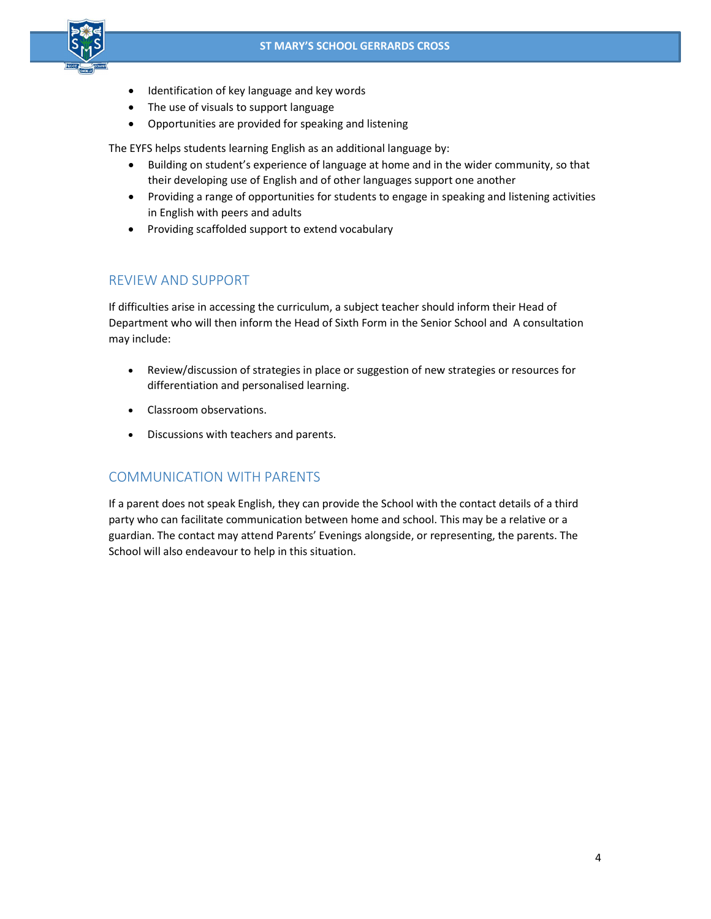- Identification of key language and key words
- The use of visuals to support language
- Opportunities are provided for speaking and listening

The EYFS helps students learning English as an additional language by:

- Building on student's experience of language at home and in the wider community, so that their developing use of English and of other languages support one another
- Providing a range of opportunities for students to engage in speaking and listening activities in English with peers and adults
- Providing scaffolded support to extend vocabulary

## REVIEW AND SUPPORT

If difficulties arise in accessing the curriculum, a subject teacher should inform their Head of Department who will then inform the Head of Sixth Form in the Senior School and  A consultation may include:

- Review/discussion of strategies in place or suggestion of new strategies or resources for differentiation and personalised learning.
- Classroom observations.
- Discussions with teachers and parents.

## COMMUNICATION WITH PARENTS

If a parent does not speak English, they can provide the School with the contact details of a third party who can facilitate communication between home and school. This may be a relative or a guardian. The contact may attend Parents' Evenings alongside, or representing, the parents. The School will also endeavour to help in this situation.